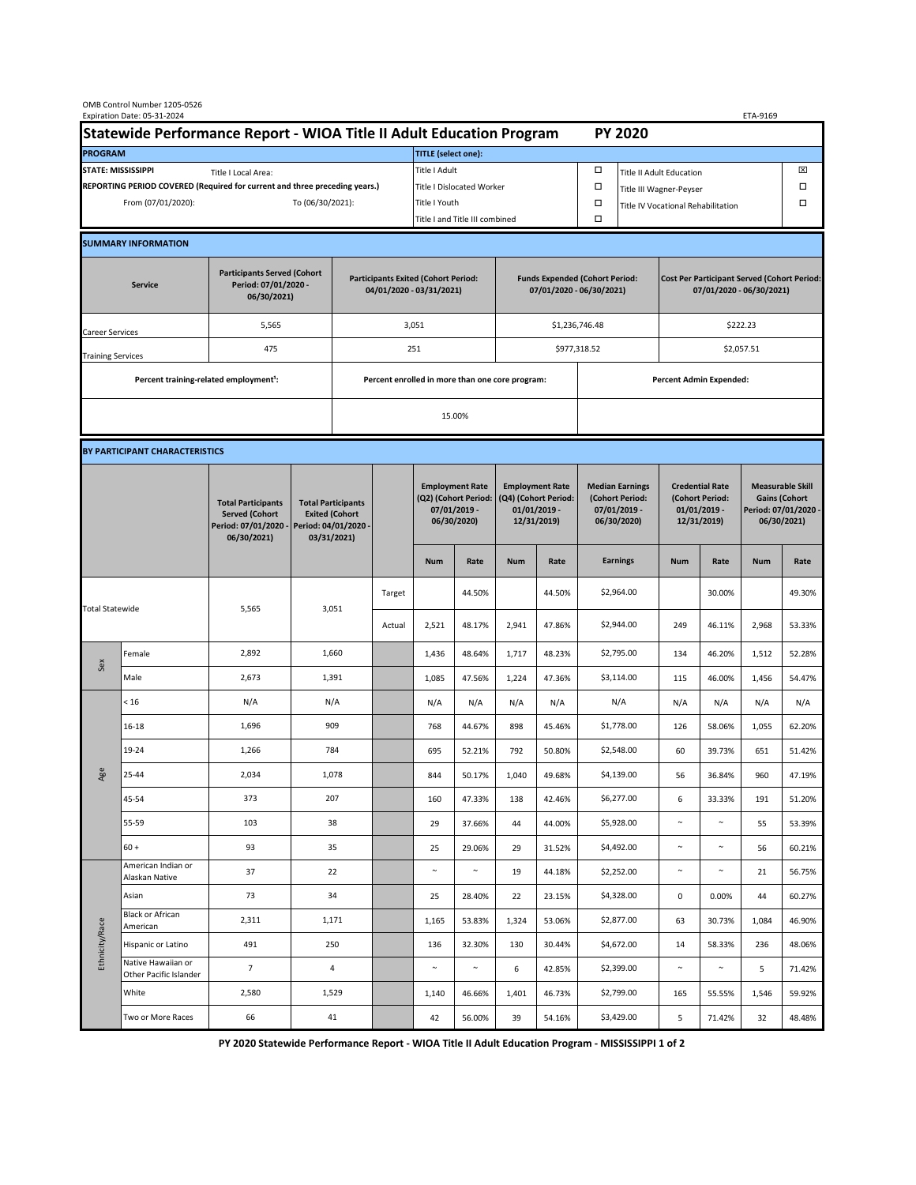OMB Control Number 1205-0526
Expiration Date: 05-31-2024

ETA-9169

# Statewide Performance Report - WIOA Title II Adult Education Program PY 2020

| PROGRAM | | TITLE (select one): | | | |
|---|---|---|---|---|---|
| STATE: MISSISSIPPI | Title I Local Area: | Title I Adult | ☐ | Title II Adult Education | ☒ |
| REPORTING PERIOD COVERED (Required for current and three preceding years.) | | Title I Dislocated Worker | ☐ | Title III Wagner-Peyser | ☐ |
| From (07/01/2020): | To (06/30/2021): | Title I Youth | ☐ | Title IV Vocational Rehabilitation | ☐ |
| | | Title I and Title III combined | ☐ | | |

## SUMMARY INFORMATION

| Service | Participants Served (Cohort Period: 07/01/2020 - 06/30/2021) | Participants Exited (Cohort Period: 04/01/2020 - 03/31/2021) | Funds Expended (Cohort Period: 07/01/2020 - 06/30/2021) | Cost Per Participant Served (Cohort Period: 07/01/2020 - 06/30/2021) |
|---|---|---|---|---|
| Career Services | 5,565 | 3,051 | $1,236,746.48 | $222.23 |
| Training Services | 475 | 251 | $977,318.52 | $2,057.51 |
| Percent training-related employment[1]: | | Percent enrolled in more than one core program: | | Percent Admin Expended: |
| | | 15.00% | | |

## BY PARTICIPANT CHARACTERISTICS

| | | Total Participants Served (Cohort Period: 07/01/2020 - 06/30/2021) | Total Participants Exited (Cohort Period: 04/01/2020 - 03/31/2021) | | Employment Rate (Q2) (Cohort Period: 07/01/2019 - 06/30/2020) | | Employment Rate (Q4) (Cohort Period: 01/01/2019 - 12/31/2019) | | Median Earnings (Cohort Period: 07/01/2019 - 06/30/2020) | Credential Rate (Cohort Period: 01/01/2019 - 12/31/2019) | | Measurable Skill Gains (Cohort Period: 07/01/2020 - 06/30/2021) | |
|---|---|---|---|---|---|---|---|---|---|---|---|---|---|
| | | | | | Num | Rate | Num | Rate | Earnings | Num | Rate | Num | Rate |
| Total Statewide | | 5,565 | 3,051 | Target | | 44.50% | | 44.50% | $2,964.00 | | 30.00% | | 49.30% |
| | | | | Actual | 2,521 | 48.17% | 2,941 | 47.86% | $2,944.00 | 249 | 46.11% | 2,968 | 53.33% |
| Sex | Female | 2,892 | 1,660 | | 1,436 | 48.64% | 1,717 | 48.23% | $2,795.00 | 134 | 46.20% | 1,512 | 52.28% |
| | Male | 2,673 | 1,391 | | 1,085 | 47.56% | 1,224 | 47.36% | $3,114.00 | 115 | 46.00% | 1,456 | 54.47% |
| Age | < 16 | N/A | N/A | | N/A | N/A | N/A | N/A | N/A | N/A | N/A | N/A | N/A |
| | 16-18 | 1,696 | 909 | | 768 | 44.67% | 898 | 45.46% | $1,778.00 | 126 | 58.06% | 1,055 | 62.20% |
| | 19-24 | 1,266 | 784 | | 695 | 52.21% | 792 | 50.80% | $2,548.00 | 60 | 39.73% | 651 | 51.42% |
| | 25-44 | 2,034 | 1,078 | | 844 | 50.17% | 1,040 | 49.68% | $4,139.00 | 56 | 36.84% | 960 | 47.19% |
| | 45-54 | 373 | 207 | | 160 | 47.33% | 138 | 42.46% | $6,277.00 | 6 | 33.33% | 191 | 51.20% |
| | 55-59 | 103 | 38 | | 29 | 37.66% | 44 | 44.00% | $5,928.00 | ~ | ~ | 55 | 53.39% |
| | 60 + | 93 | 35 | | 25 | 29.06% | 29 | 31.52% | $4,492.00 | ~ | ~ | 56 | 60.21% |
| Ethnicity/Race | American Indian or Alaskan Native | 37 | 22 | | ~ | ~ | 19 | 44.18% | $2,252.00 | ~ | ~ | 21 | 56.75% |
| | Asian | 73 | 34 | | 25 | 28.40% | 22 | 23.15% | $4,328.00 | 0 | 0.00% | 44 | 60.27% |
| | Black or African American | 2,311 | 1,171 | | 1,165 | 53.83% | 1,324 | 53.06% | $2,877.00 | 63 | 30.73% | 1,084 | 46.90% |
| | Hispanic or Latino | 491 | 250 | | 136 | 32.30% | 130 | 30.44% | $4,672.00 | 14 | 58.33% | 236 | 48.06% |
| | Native Hawaiian or Other Pacific Islander | 7 | 4 | | ~ | ~ | 6 | 42.85% | $2,399.00 | ~ | ~ | 5 | 71.42% |
| | White | 2,580 | 1,529 | | 1,140 | 46.66% | 1,401 | 46.73% | $2,799.00 | 165 | 55.55% | 1,546 | 59.92% |
| | Two or More Races | 66 | 41 | | 42 | 56.00% | 39 | 54.16% | $3,429.00 | 5 | 71.42% | 32 | 48.48% |

PY 2020 Statewide Performance Report - WIOA Title II Adult Education Program - MISSISSIPPI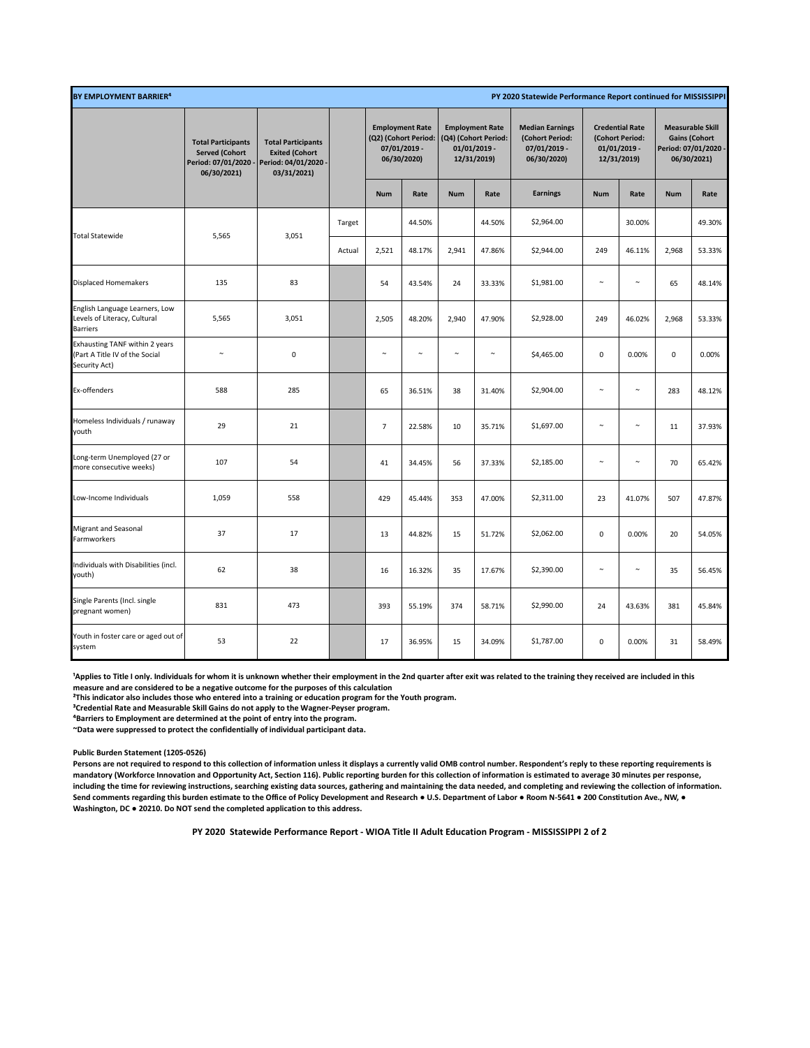| BY EMPLOYMENT BARRIER[4] | | | | PY 2020 Statewide Performance Report continued for MISSISSIPPI | | | | | | | | | |
|---|---|---|---|---|---|---|---|---|---|---|---|---|---|
| | Total Participants Served (Cohort Period: 07/01/2020 - 06/30/2021) | Total Participants Exited (Cohort Period: 04/01/2020 - 03/31/2021) | | Employment Rate (Q2) (Cohort Period: 07/01/2019 - 06/30/2020) | | Employment Rate (Q4) (Cohort Period: 01/01/2019 - 12/31/2019) | | Median Earnings (Cohort Period: 07/01/2019 - 06/30/2020) | Credential Rate (Cohort Period: 01/01/2019 - 12/31/2019) | | Measurable Skill Gains (Cohort Period: 07/01/2020 - 06/30/2021) | |
| | | | | Num | Rate | Num | Rate | Earnings | Num | Rate | Num | Rate |
| Total Statewide | 5,565 | 3,051 | Target | | 44.50% | | 44.50% | $2,964.00 | | 30.00% | | 49.30% |
| | | | Actual | 2,521 | 48.17% | 2,941 | 47.86% | $2,944.00 | 249 | 46.11% | 2,968 | 53.33% |
| Displaced Homemakers | 135 | 83 | | 54 | 43.54% | 24 | 33.33% | $1,981.00 | ~ | ~ | 65 | 48.14% |
| English Language Learners, Low Levels of Literacy, Cultural Barriers | 5,565 | 3,051 | | 2,505 | 48.20% | 2,940 | 47.90% | $2,928.00 | 249 | 46.02% | 2,968 | 53.33% |
| Exhausting TANF within 2 years (Part A Title IV of the Social Security Act) | ~ | 0 | | ~ | ~ | ~ | ~ | $4,465.00 | 0 | 0.00% | 0 | 0.00% |
| Ex-offenders | 588 | 285 | | 65 | 36.51% | 38 | 31.40% | $2,904.00 | ~ | ~ | 283 | 48.12% |
| Homeless Individuals / runaway youth | 29 | 21 | | 7 | 22.58% | 10 | 35.71% | $1,697.00 | ~ | ~ | 11 | 37.93% |
| Long-term Unemployed (27 or more consecutive weeks) | 107 | 54 | | 41 | 34.45% | 56 | 37.33% | $2,185.00 | ~ | ~ | 70 | 65.42% |
| Low-Income Individuals | 1,059 | 558 | | 429 | 45.44% | 353 | 47.00% | $2,311.00 | 23 | 41.07% | 507 | 47.87% |
| Migrant and Seasonal Farmworkers | 37 | 17 | | 13 | 44.82% | 15 | 51.72% | $2,062.00 | 0 | 0.00% | 20 | 54.05% |
| Individuals with Disabilities (incl. youth) | 62 | 38 | | 16 | 16.32% | 35 | 17.67% | $2,390.00 | ~ | ~ | 35 | 56.45% |
| Single Parents (Incl. single pregnant women) | 831 | 473 | | 393 | 55.19% | 374 | 58.71% | $2,990.00 | 24 | 43.63% | 381 | 45.84% |
| Youth in foster care or aged out of system | 53 | 22 | | 17 | 36.95% | 15 | 34.09% | $1,787.00 | 0 | 0.00% | 31 | 58.49% |

**[1]Applies to Title I only. Individuals for whom it is unknown whether their employment in the 2nd quarter after exit was related to the training they received are included in this measure and are considered to be a negative outcome for the purposes of this calculation**

**[2]This indicator also includes those who entered into a training or education program for the Youth program.**

**[3]Credential Rate and Measurable Skill Gains do not apply to the Wagner-Peyser program.**

**[4]Barriers to Employment are determined at the point of entry into the program.**

**~Data were suppressed to protect the confidentially of individual participant data.**

**Public Burden Statement (1205-0526)**

**Persons are not required to respond to this collection of information unless it displays a currently valid OMB control number. Respondent's reply to these reporting requirements is mandatory (Workforce Innovation and Opportunity Act, Section 116). Public reporting burden for this collection of information is estimated to average 30 minutes per response, including the time for reviewing instructions, searching existing data sources, gathering and maintaining the data needed, and completing and reviewing the collection of information. Send comments regarding this burden estimate to the Office of Policy Development and Research ● U.S. Department of Labor ● Room N-5641 ● 200 Constitution Ave., NW, ● Washington, DC ● 20210. Do NOT send the completed application to this address.**

**PY 2020 Statewide Performance Report - WIOA Title II Adult Education Program - MISSISSIPPI**